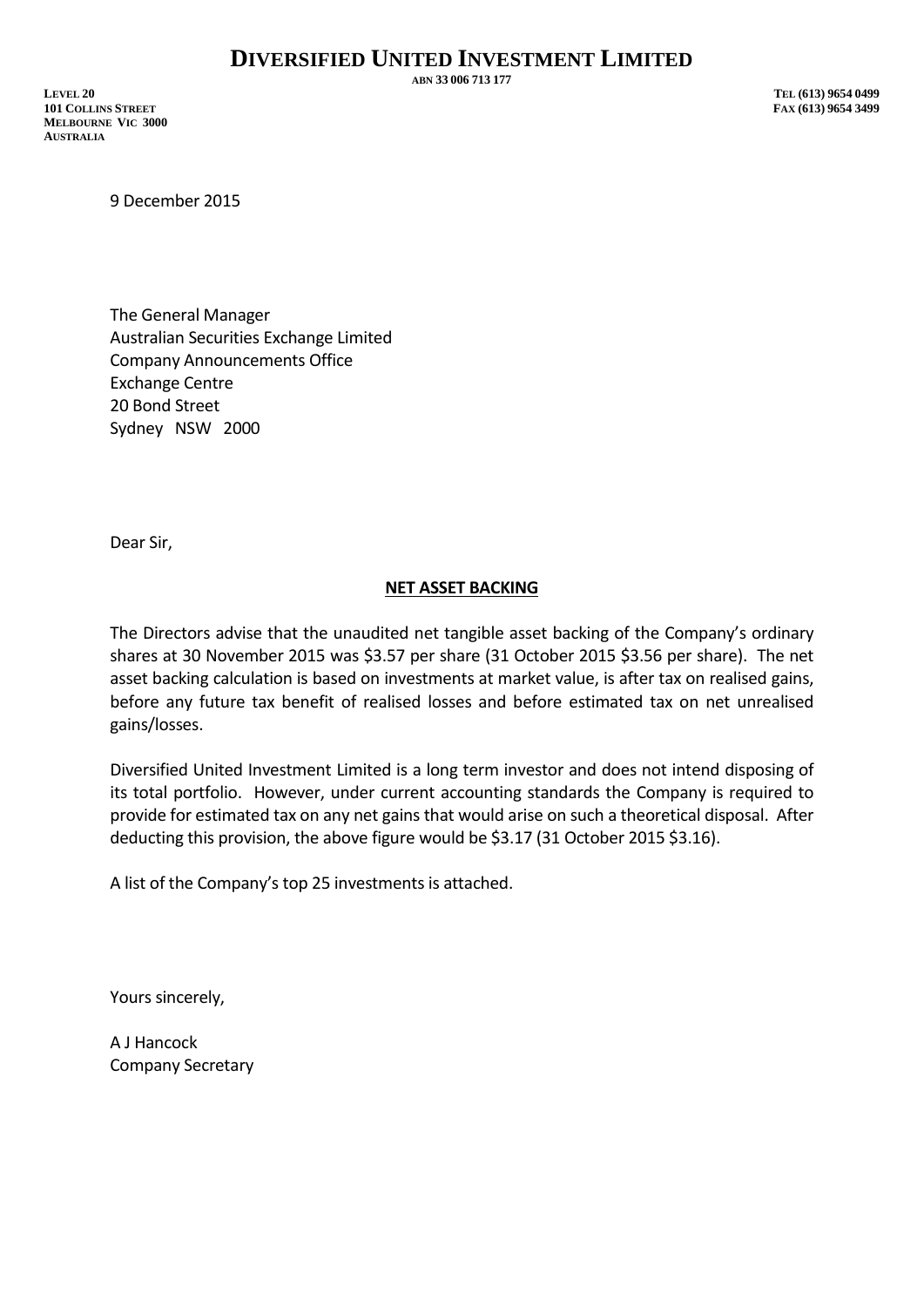# DIVERSIFIED UNITED INVESTMENT LIMITED

ABN 33 006 713 177

LEVEL 20
101 COLLINS STREET
MELBOURNE VIC 3000
AUSTRALIA

TEL (613) 9654 0499
FAX (613) 9654 3499

9 December 2015

The General Manager
Australian Securities Exchange Limited
Company Announcements Office
Exchange Centre
20 Bond Street
Sydney NSW 2000

Dear Sir,

**NET ASSET BACKING**

The Directors advise that the unaudited net tangible asset backing of the Company's ordinary shares at 30 November 2015 was $3.57 per share (31 October 2015 $3.56 per share). The net asset backing calculation is based on investments at market value, is after tax on realised gains, before any future tax benefit of realised losses and before estimated tax on net unrealised gains/losses.

Diversified United Investment Limited is a long term investor and does not intend disposing of its total portfolio. However, under current accounting standards the Company is required to provide for estimated tax on any net gains that would arise on such a theoretical disposal. After deducting this provision, the above figure would be $3.17 (31 October 2015 $3.16).

A list of the Company's top 25 investments is attached.

Yours sincerely,

A J Hancock
Company Secretary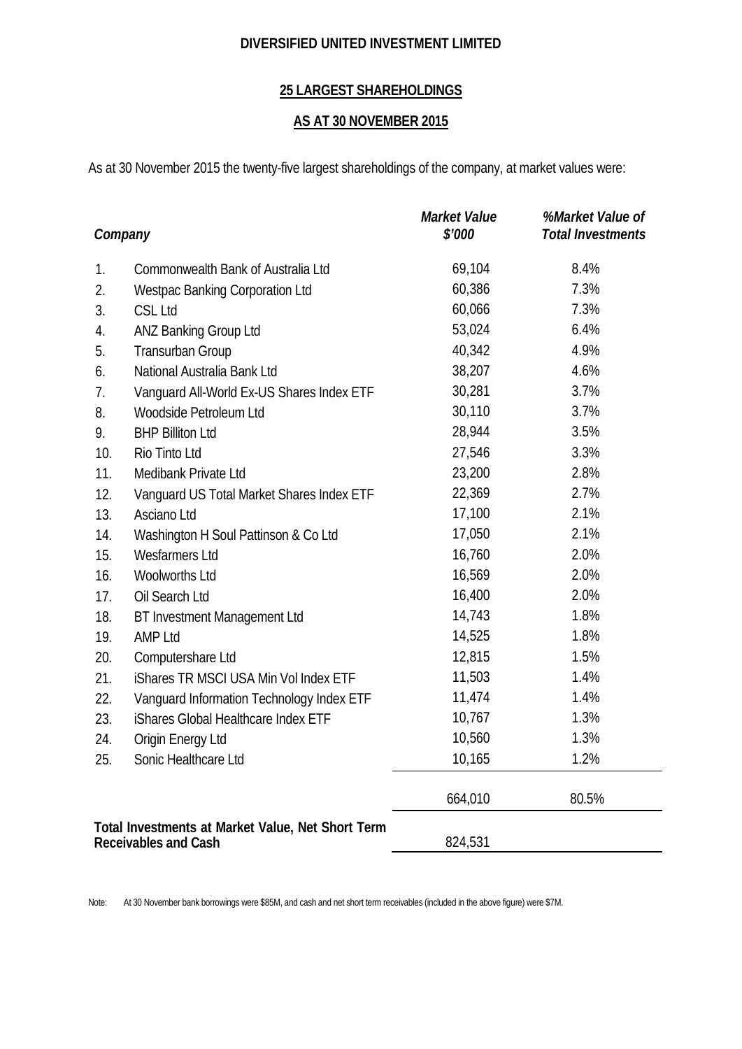**DIVERSIFIED UNITED INVESTMENT LIMITED**

**25 LARGEST SHAREHOLDINGS**

**AS AT 30 NOVEMBER 2015**

As at 30 November 2015 the twenty-five largest shareholdings of the company, at market values were:

| *Company* | | *Market Value $'000* | *%Market Value of Total Investments* |
|---|---|---|---|
| 1. | Commonwealth Bank of Australia Ltd | 69,104 | 8.4% |
| 2. | Westpac Banking Corporation Ltd | 60,386 | 7.3% |
| 3. | CSL Ltd | 60,066 | 7.3% |
| 4. | ANZ Banking Group Ltd | 53,024 | 6.4% |
| 5. | Transurban Group | 40,342 | 4.9% |
| 6. | National Australia Bank Ltd | 38,207 | 4.6% |
| 7. | Vanguard All-World Ex-US Shares Index ETF | 30,281 | 3.7% |
| 8. | Woodside Petroleum Ltd | 30,110 | 3.7% |
| 9. | BHP Billiton Ltd | 28,944 | 3.5% |
| 10. | Rio Tinto Ltd | 27,546 | 3.3% |
| 11. | Medibank Private Ltd | 23,200 | 2.8% |
| 12. | Vanguard US Total Market Shares Index ETF | 22,369 | 2.7% |
| 13. | Asciano Ltd | 17,100 | 2.1% |
| 14. | Washington H Soul Pattinson & Co Ltd | 17,050 | 2.1% |
| 15. | Wesfarmers Ltd | 16,760 | 2.0% |
| 16. | Woolworths Ltd | 16,569 | 2.0% |
| 17. | Oil Search Ltd | 16,400 | 2.0% |
| 18. | BT Investment Management Ltd | 14,743 | 1.8% |
| 19. | AMP Ltd | 14,525 | 1.8% |
| 20. | Computershare Ltd | 12,815 | 1.5% |
| 21. | iShares TR MSCI USA Min Vol Index ETF | 11,503 | 1.4% |
| 22. | Vanguard Information Technology Index ETF | 11,474 | 1.4% |
| 23. | iShares Global Healthcare Index ETF | 10,767 | 1.3% |
| 24. | Origin Energy Ltd | 10,560 | 1.3% |
| 25. | Sonic Healthcare Ltd | 10,165 | 1.2% |
| | | 664,010 | 80.5% |
| **Total Investments at Market Value, Net Short Term Receivables and Cash** | | 824,531 | |

Note: At 30 November bank borrowings were $85M, and cash and net short term receivables (included in the above figure) were $7M.